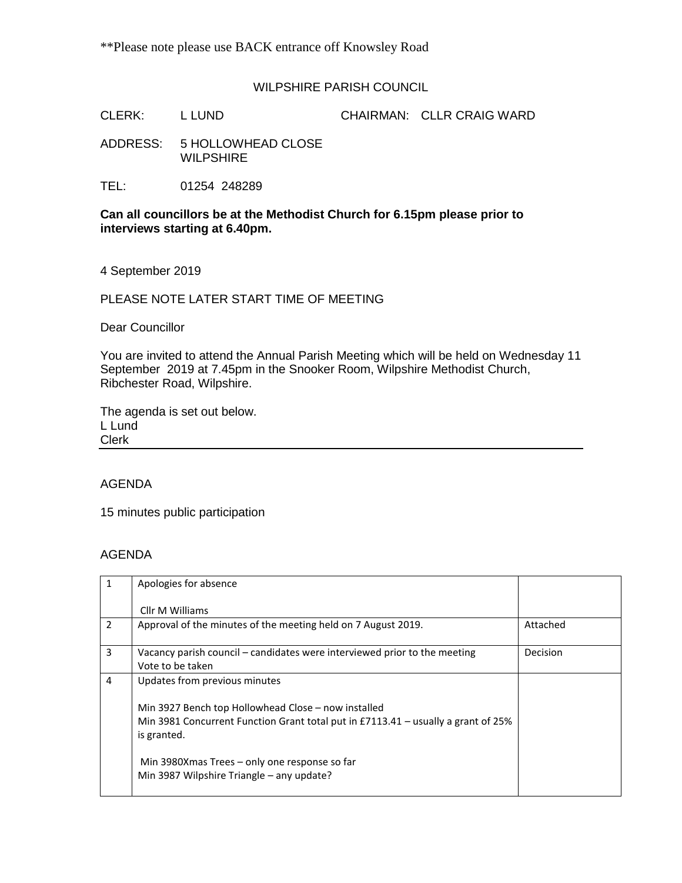**Please note please use BACK entrance off Knowsley Road

WILPSHIRE PARISH COUNCIL

CLERK: L LUND CHAIRMAN: CLLR CRAIG WARD

ADDRESS: 5 HOLLOWHEAD CLOSE
WILPSHIRE

TEL: 01254 248289

**Can all councillors be at the Methodist Church for 6.15pm please prior to interviews starting at 6.40pm.**

4 September 2019

PLEASE NOTE LATER START TIME OF MEETING

Dear Councillor

You are invited to attend the Annual Parish Meeting which will be held on Wednesday 11 September 2019 at 7.45pm in the Snooker Room, Wilpshire Methodist Church, Ribchester Road, Wilpshire.

The agenda is set out below.
L Lund
Clerk

---

AGENDA

15 minutes public participation

AGENDA

| | | |
|---|---|---|
| 1 | Apologies for absence<br><br>Cllr M Williams | |
| 2 | Approval of the minutes of the meeting held on 7 August 2019. | Attached |
| 3 | Vacancy parish council – candidates were interviewed prior to the meeting<br>Vote to be taken | Decision |
| 4 | Updates from previous minutes<br><br>Min 3927 Bench top Hollowhead Close – now installed<br>Min 3981 Concurrent Function Grant total put in £7113.41 – usually a grant of 25% is granted.<br><br>Min 3980Xmas Trees – only one response so far<br>Min 3987 Wilpshire Triangle – any update? | |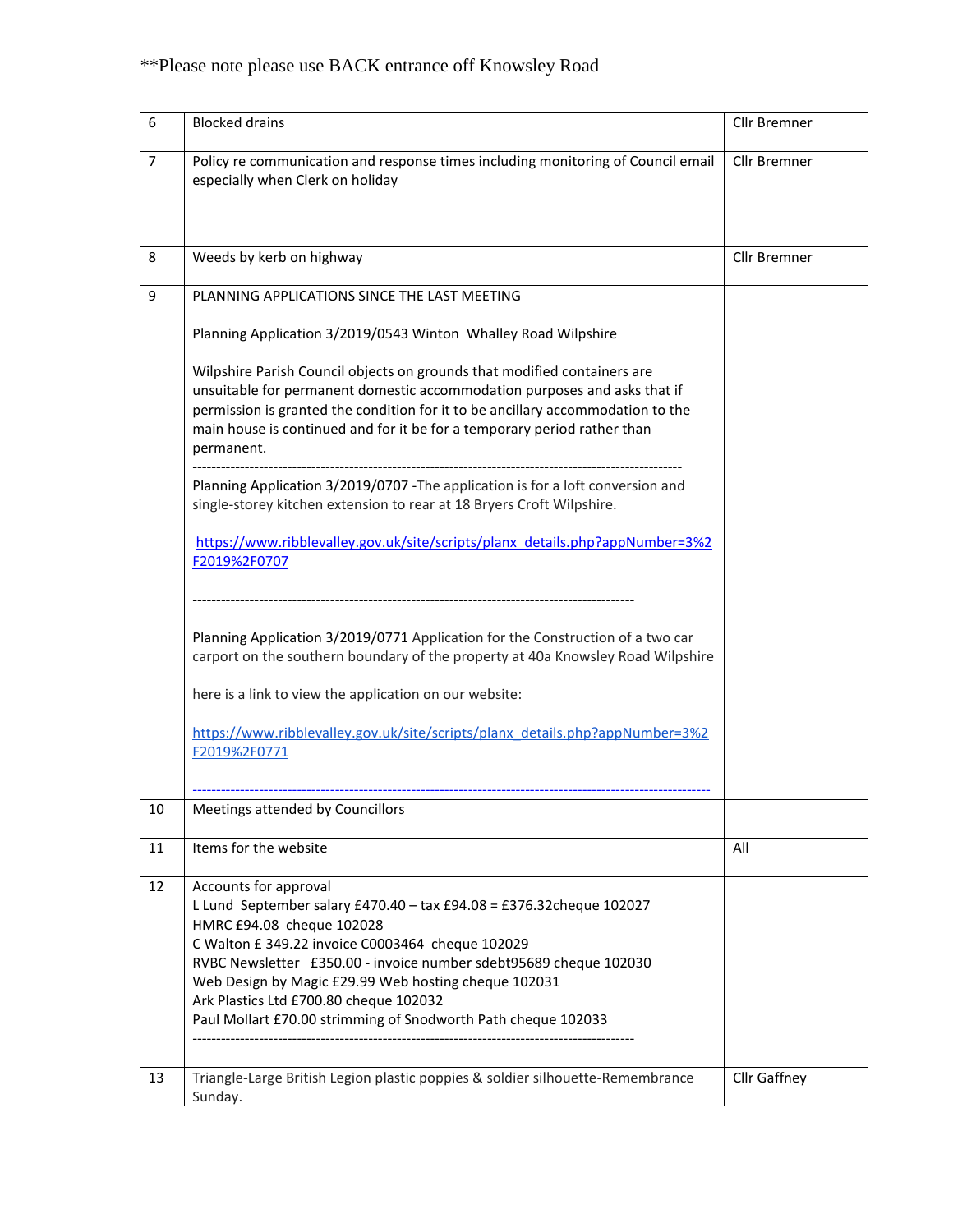**Please note please use BACK entrance off Knowsley Road

| | | |
|---|---|---|
| 6 | Blocked drains | Cllr Bremner |
| 7 | Policy re communication and response times including monitoring of Council email especially when Clerk on holiday | Cllr Bremner |
| 8 | Weeds by kerb on highway | Cllr Bremner |
| 9 | PLANNING APPLICATIONS SINCE THE LAST MEETING<br><br>Planning Application 3/2019/0543 Winton Whalley Road Wilpshire<br><br>Wilpshire Parish Council objects on grounds that modified containers are unsuitable for permanent domestic accommodation purposes and asks that if permission is granted the condition for it to be ancillary accommodation to the main house is continued and for it be for a temporary period rather than permanent.<br>----------------------------------------------------------------------------------------------------<br>Planning Application 3/2019/0707 -The application is for a loft conversion and single-storey kitchen extension to rear at 18 Bryers Croft Wilpshire.<br><br>https://www.ribblevalley.gov.uk/site/scripts/planx_details.php?appNumber=3%2F2019%2F0707<br><br>------------------------------------------------------------------------------------------<br><br>Planning Application 3/2019/0771 Application for the Construction of a two car carport on the southern boundary of the property at 40a Knowsley Road Wilpshire<br><br>here is a link to view the application on our website:<br><br>https://www.ribblevalley.gov.uk/site/scripts/planx_details.php?appNumber=3%2F2019%2F0771<br><br>------------------------------------------------------------------------------------------------------------ | |
| 10 | Meetings attended by Councillors | |
| 11 | Items for the website | All |
| 12 | Accounts for approval<br>L Lund September salary £470.40 – tax £94.08 = £376.32cheque 102027<br>HMRC £94.08 cheque 102028<br>C Walton £ 349.22 invoice C0003464 cheque 102029<br>RVBC Newsletter £350.00 - invoice number sdebt95689 cheque 102030<br>Web Design by Magic £29.99 Web hosting cheque 102031<br>Ark Plastics Ltd £700.80 cheque 102032<br>Paul Mollart £70.00 strimming of Snodworth Path cheque 102033<br>------------------------------------------------------------------------------------------ | |
| 13 | Triangle-Large British Legion plastic poppies & soldier silhouette-Remembrance Sunday. | Cllr Gaffney |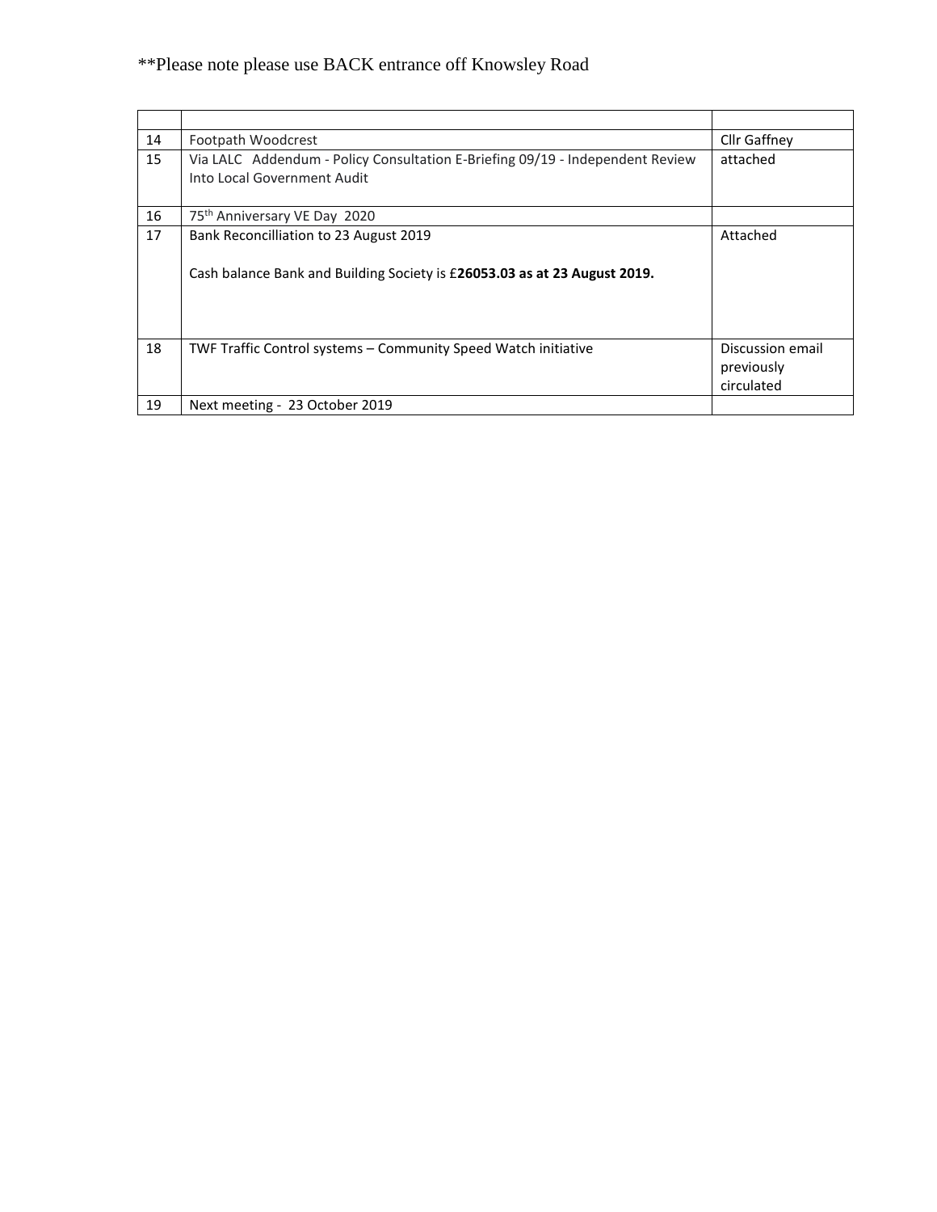**Please note please use BACK entrance off Knowsley Road

| | | |
|---|---|---|
| 14 | Footpath Woodcrest | Cllr Gaffney |
| 15 | Via LALC Addendum - Policy Consultation E-Briefing 09/19 - Independent Review Into Local Government Audit | attached |
| 16 | 75th Anniversary VE Day 2020 | |
| 17 | Bank Reconcilliation to 23 August 2019<br><br>Cash balance Bank and Building Society is £**26053.03 as at 23 August 2019.** | Attached |
| 18 | TWF Traffic Control systems – Community Speed Watch initiative | Discussion email previously circulated |
| 19 | Next meeting - 23 October 2019 | |